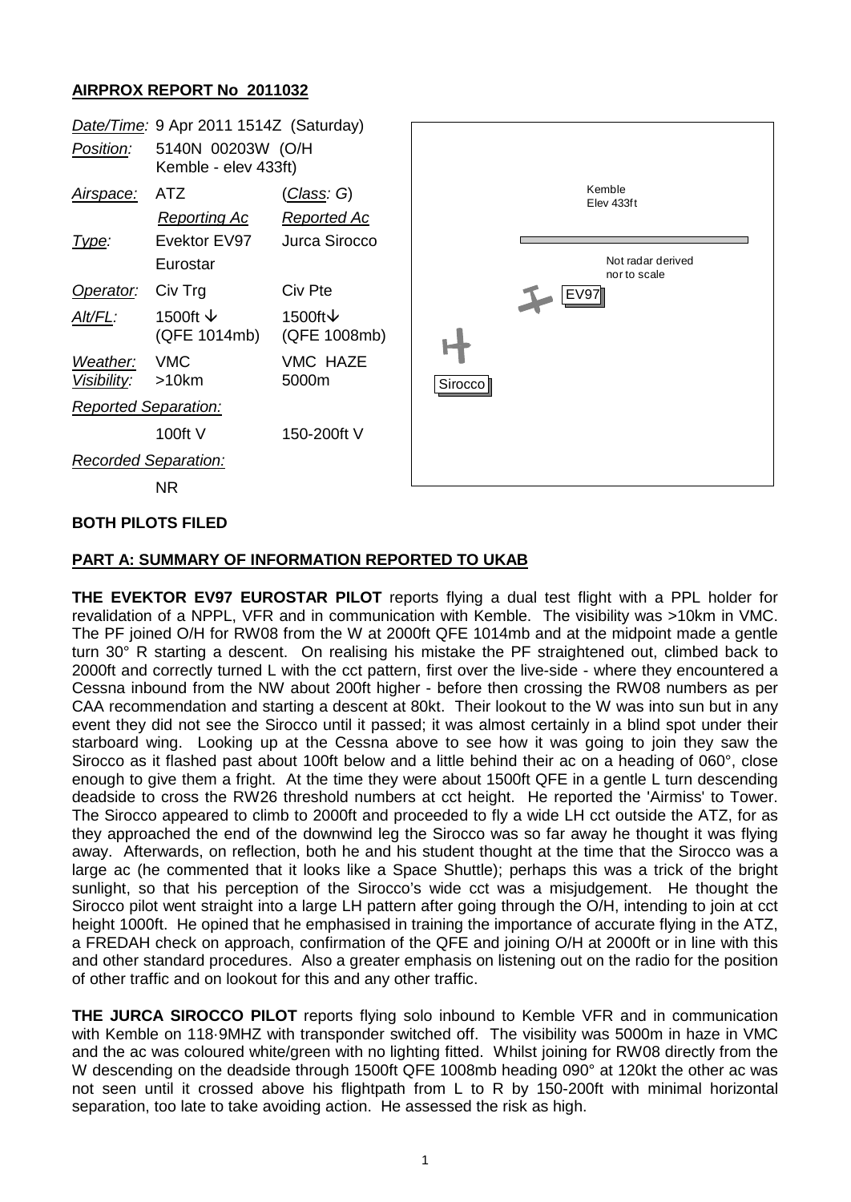## AIRPROX REPORT No 2011032

| | | |
|---|---|---|
| *Date/Time:* | 9 Apr 2011 1514Z (Saturday) | |
| *Position:* | 5140N 00203W (O/H Kemble - elev 433ft) | |
| *Airspace:* | ATZ | (*Class*: G) |
| | *Reporting Ac* | *Reported Ac* |
| *Type:* | Evektor EV97 Eurostar | Jurca Sirocco |
| *Operator:* | Civ Trg | Civ Pte |
| *Alt/FL:* | 1500ft ↓ (QFE 1014mb) | 1500ft↓ (QFE 1008mb) |
| *Weather:* | VMC | VMC HAZE |
| *Visibility:* | >10km | 5000m |
| *Reported Separation:* | | |
| | 100ft V | 150-200ft V |
| *Recorded Separation:* | | |
| | NR | |

Kemble Elev 433ft

Not radar derived nor to scale

EV97

Sirocco

**BOTH PILOTS FILED**

**PART A: SUMMARY OF INFORMATION REPORTED TO UKAB**

**THE EVEKTOR EV97 EUROSTAR PILOT** reports flying a dual test flight with a PPL holder for revalidation of a NPPL, VFR and in communication with Kemble. The visibility was >10km in VMC. The PF joined O/H for RW08 from the W at 2000ft QFE 1014mb and at the midpoint made a gentle turn 30° R starting a descent. On realising his mistake the PF straightened out, climbed back to 2000ft and correctly turned L with the cct pattern, first over the live-side - where they encountered a Cessna inbound from the NW about 200ft higher - before then crossing the RW08 numbers as per CAA recommendation and starting a descent at 80kt. Their lookout to the W was into sun but in any event they did not see the Sirocco until it passed; it was almost certainly in a blind spot under their starboard wing. Looking up at the Cessna above to see how it was going to join they saw the Sirocco as it flashed past about 100ft below and a little behind their ac on a heading of 060°, close enough to give them a fright. At the time they were about 1500ft QFE in a gentle L turn descending deadside to cross the RW26 threshold numbers at cct height. He reported the 'Airmiss' to Tower. The Sirocco appeared to climb to 2000ft and proceeded to fly a wide LH cct outside the ATZ, for as they approached the end of the downwind leg the Sirocco was so far away he thought it was flying away. Afterwards, on reflection, both he and his student thought at the time that the Sirocco was a large ac (he commented that it looks like a Space Shuttle); perhaps this was a trick of the bright sunlight, so that his perception of the Sirocco's wide cct was a misjudgement. He thought the Sirocco pilot went straight into a large LH pattern after going through the O/H, intending to join at cct height 1000ft. He opined that he emphasised in training the importance of accurate flying in the ATZ, a FREDAH check on approach, confirmation of the QFE and joining O/H at 2000ft or in line with this and other standard procedures. Also a greater emphasis on listening out on the radio for the position of other traffic and on lookout for this and any other traffic.

**THE JURCA SIROCCO PILOT** reports flying solo inbound to Kemble VFR and in communication with Kemble on 118·9MHZ with transponder switched off. The visibility was 5000m in haze in VMC and the ac was coloured white/green with no lighting fitted. Whilst joining for RW08 directly from the W descending on the deadside through 1500ft QFE 1008mb heading 090° at 120kt the other ac was not seen until it crossed above his flightpath from L to R by 150-200ft with minimal horizontal separation, too late to take avoiding action. He assessed the risk as high.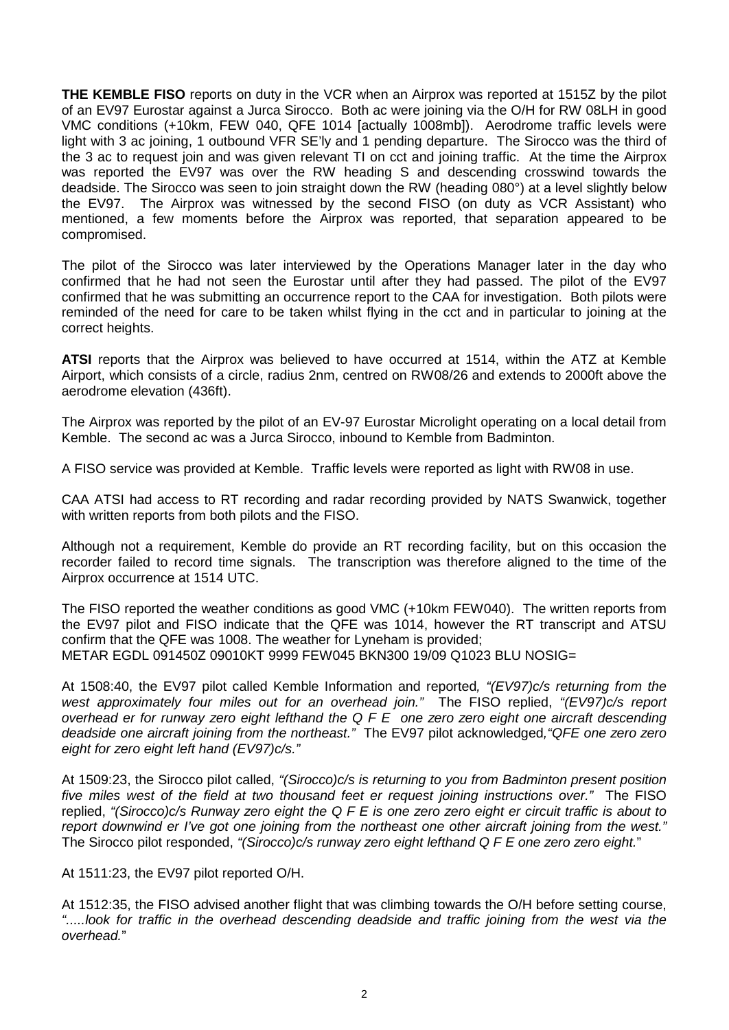**THE KEMBLE FISO** reports on duty in the VCR when an Airprox was reported at 1515Z by the pilot of an EV97 Eurostar against a Jurca Sirocco. Both ac were joining via the O/H for RW 08LH in good VMC conditions (+10km, FEW 040, QFE 1014 [actually 1008mb]). Aerodrome traffic levels were light with 3 ac joining, 1 outbound VFR SE'ly and 1 pending departure. The Sirocco was the third of the 3 ac to request join and was given relevant TI on cct and joining traffic. At the time the Airprox was reported the EV97 was over the RW heading S and descending crosswind towards the deadside. The Sirocco was seen to join straight down the RW (heading 080°) at a level slightly below the EV97. The Airprox was witnessed by the second FISO (on duty as VCR Assistant) who mentioned, a few moments before the Airprox was reported, that separation appeared to be compromised.

The pilot of the Sirocco was later interviewed by the Operations Manager later in the day who confirmed that he had not seen the Eurostar until after they had passed. The pilot of the EV97 confirmed that he was submitting an occurrence report to the CAA for investigation. Both pilots were reminded of the need for care to be taken whilst flying in the cct and in particular to joining at the correct heights.

**ATSI** reports that the Airprox was believed to have occurred at 1514, within the ATZ at Kemble Airport, which consists of a circle, radius 2nm, centred on RW08/26 and extends to 2000ft above the aerodrome elevation (436ft).

The Airprox was reported by the pilot of an EV-97 Eurostar Microlight operating on a local detail from Kemble. The second ac was a Jurca Sirocco, inbound to Kemble from Badminton.

A FISO service was provided at Kemble. Traffic levels were reported as light with RW08 in use.

CAA ATSI had access to RT recording and radar recording provided by NATS Swanwick, together with written reports from both pilots and the FISO.

Although not a requirement, Kemble do provide an RT recording facility, but on this occasion the recorder failed to record time signals. The transcription was therefore aligned to the time of the Airprox occurrence at 1514 UTC.

The FISO reported the weather conditions as good VMC (+10km FEW040). The written reports from the EV97 pilot and FISO indicate that the QFE was 1014, however the RT transcript and ATSU confirm that the QFE was 1008. The weather for Lyneham is provided;
METAR EGDL 091450Z 09010KT 9999 FEW045 BKN300 19/09 Q1023 BLU NOSIG=

At 1508:40, the EV97 pilot called Kemble Information and reported*, "(EV97)c/s returning from the west approximately four miles out for an overhead join."* The FISO replied, *"(EV97)c/s report overhead er for runway zero eight lefthand the Q F E one zero zero eight one aircraft descending deadside one aircraft joining from the northeast."* The EV97 pilot acknowledged*,"QFE one zero zero eight for zero eight left hand (EV97)c/s."*

At 1509:23, the Sirocco pilot called, *"(Sirocco)c/s is returning to you from Badminton present position five miles west of the field at two thousand feet er request joining instructions over."* The FISO replied, *"(Sirocco)c/s Runway zero eight the Q F E is one zero zero eight er circuit traffic is about to report downwind er I've got one joining from the northeast one other aircraft joining from the west."* The Sirocco pilot responded, *"(Sirocco)c/s runway zero eight lefthand Q F E one zero zero eight.*"

At 1511:23, the EV97 pilot reported O/H.

At 1512:35, the FISO advised another flight that was climbing towards the O/H before setting course, *".....look for traffic in the overhead descending deadside and traffic joining from the west via the overhead.*"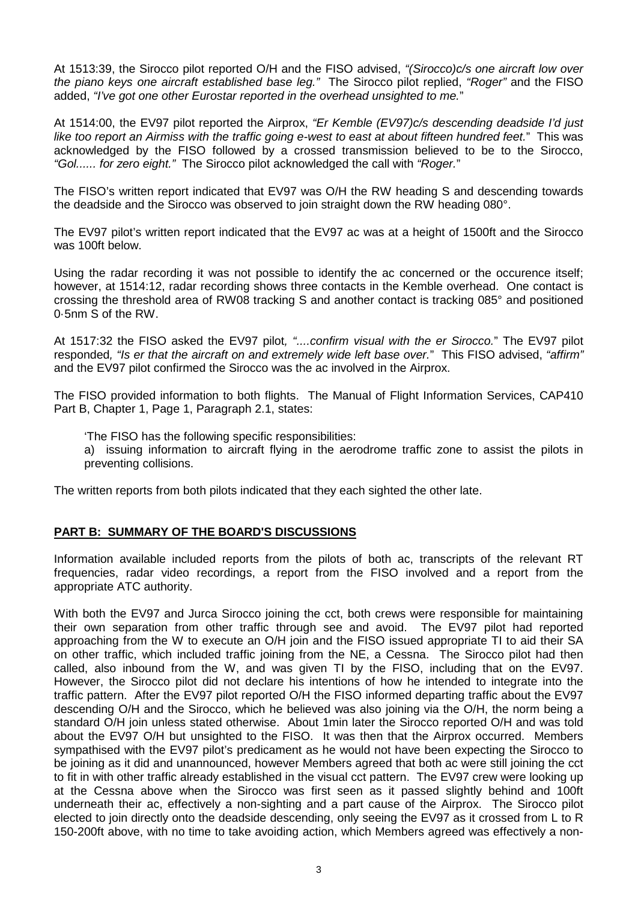At 1513:39, the Sirocco pilot reported O/H and the FISO advised, *"(Sirocco)c/s one aircraft low over the piano keys one aircraft established base leg."* The Sirocco pilot replied, *"Roger"* and the FISO added, *"I've got one other Eurostar reported in the overhead unsighted to me.*"

At 1514:00, the EV97 pilot reported the Airprox, *"Er Kemble (EV97)c/s descending deadside I'd just like too report an Airmiss with the traffic going e-west to east at about fifteen hundred feet.*" This was acknowledged by the FISO followed by a crossed transmission believed to be to the Sirocco, *"Gol...... for zero eight."* The Sirocco pilot acknowledged the call with *"Roger.*"

The FISO's written report indicated that EV97 was O/H the RW heading S and descending towards the deadside and the Sirocco was observed to join straight down the RW heading 080°.

The EV97 pilot's written report indicated that the EV97 ac was at a height of 1500ft and the Sirocco was 100ft below.

Using the radar recording it was not possible to identify the ac concerned or the occurence itself; however, at 1514:12, radar recording shows three contacts in the Kemble overhead. One contact is crossing the threshold area of RW08 tracking S and another contact is tracking 085° and positioned 0·5nm S of the RW.

At 1517:32 the FISO asked the EV97 pilot*, "....confirm visual with the er Sirocco.*" The EV97 pilot responded*, "Is er that the aircraft on and extremely wide left base over.*" This FISO advised, *"affirm"* and the EV97 pilot confirmed the Sirocco was the ac involved in the Airprox.

The FISO provided information to both flights. The Manual of Flight Information Services, CAP410 Part B, Chapter 1, Page 1, Paragraph 2.1, states:

> 'The FISO has the following specific responsibilities:
>
> a) issuing information to aircraft flying in the aerodrome traffic zone to assist the pilots in preventing collisions.

The written reports from both pilots indicated that they each sighted the other late.

## PART B: SUMMARY OF THE BOARD'S DISCUSSIONS

Information available included reports from the pilots of both ac, transcripts of the relevant RT frequencies, radar video recordings, a report from the FISO involved and a report from the appropriate ATC authority.

With both the EV97 and Jurca Sirocco joining the cct, both crews were responsible for maintaining their own separation from other traffic through see and avoid. The EV97 pilot had reported approaching from the W to execute an O/H join and the FISO issued appropriate TI to aid their SA on other traffic, which included traffic joining from the NE, a Cessna. The Sirocco pilot had then called, also inbound from the W, and was given TI by the FISO, including that on the EV97. However, the Sirocco pilot did not declare his intentions of how he intended to integrate into the traffic pattern. After the EV97 pilot reported O/H the FISO informed departing traffic about the EV97 descending O/H and the Sirocco, which he believed was also joining via the O/H, the norm being a standard O/H join unless stated otherwise. About 1min later the Sirocco reported O/H and was told about the EV97 O/H but unsighted to the FISO. It was then that the Airprox occurred. Members sympathised with the EV97 pilot's predicament as he would not have been expecting the Sirocco to be joining as it did and unannounced, however Members agreed that both ac were still joining the cct to fit in with other traffic already established in the visual cct pattern. The EV97 crew were looking up at the Cessna above when the Sirocco was first seen as it passed slightly behind and 100ft underneath their ac, effectively a non-sighting and a part cause of the Airprox. The Sirocco pilot elected to join directly onto the deadside descending, only seeing the EV97 as it crossed from L to R 150-200ft above, with no time to take avoiding action, which Members agreed was effectively a non-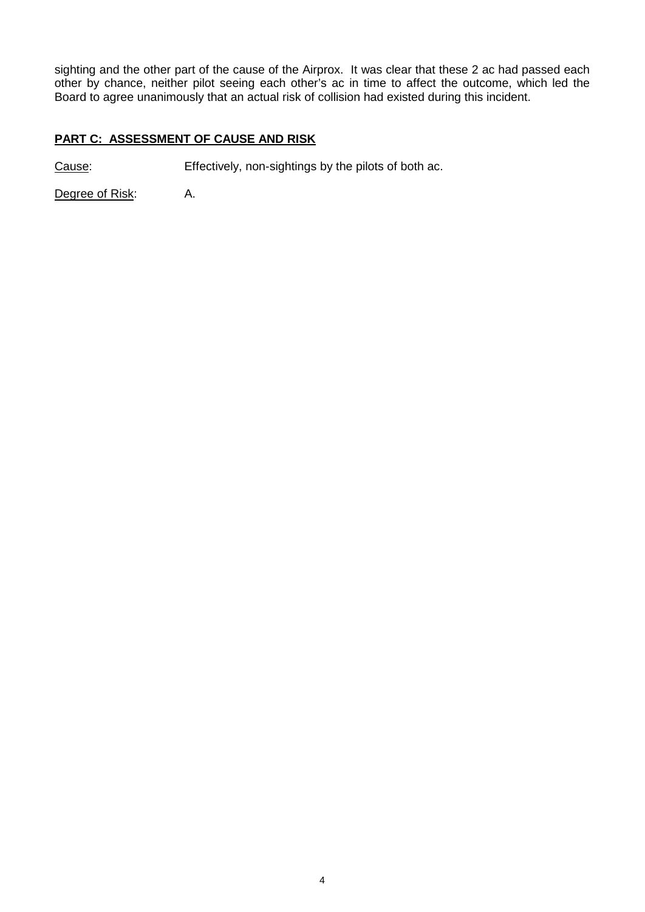sighting and the other part of the cause of the Airprox. It was clear that these 2 ac had passed each other by chance, neither pilot seeing each other's ac in time to affect the outcome, which led the Board to agree unanimously that an actual risk of collision had existed during this incident.

## PART C: ASSESSMENT OF CAUSE AND RISK

Cause: Effectively, non-sightings by the pilots of both ac.

Degree of Risk: A.